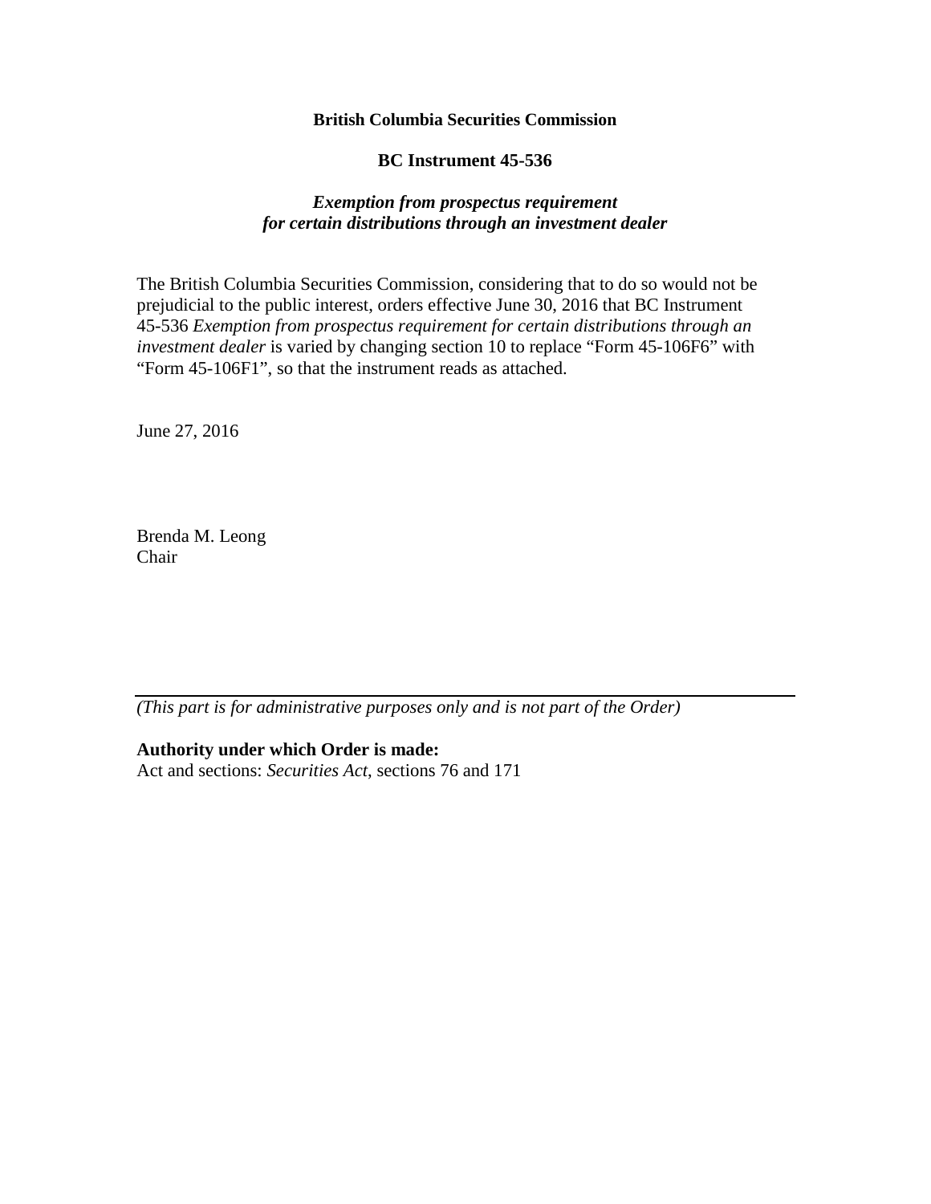**British Columbia Securities Commission**

**BC Instrument 45-536**

***Exemption from prospectus requirement for certain distributions through an investment dealer***

The British Columbia Securities Commission, considering that to do so would not be prejudicial to the public interest, orders effective June 30, 2016 that BC Instrument 45-536 *Exemption from prospectus requirement for certain distributions through an investment dealer* is varied by changing section 10 to replace "Form 45-106F6" with "Form 45-106F1", so that the instrument reads as attached.

June 27, 2016

Brenda M. Leong
Chair

---

*(This part is for administrative purposes only and is not part of the Order)*

**Authority under which Order is made:**
Act and sections: *Securities Act*, sections 76 and 171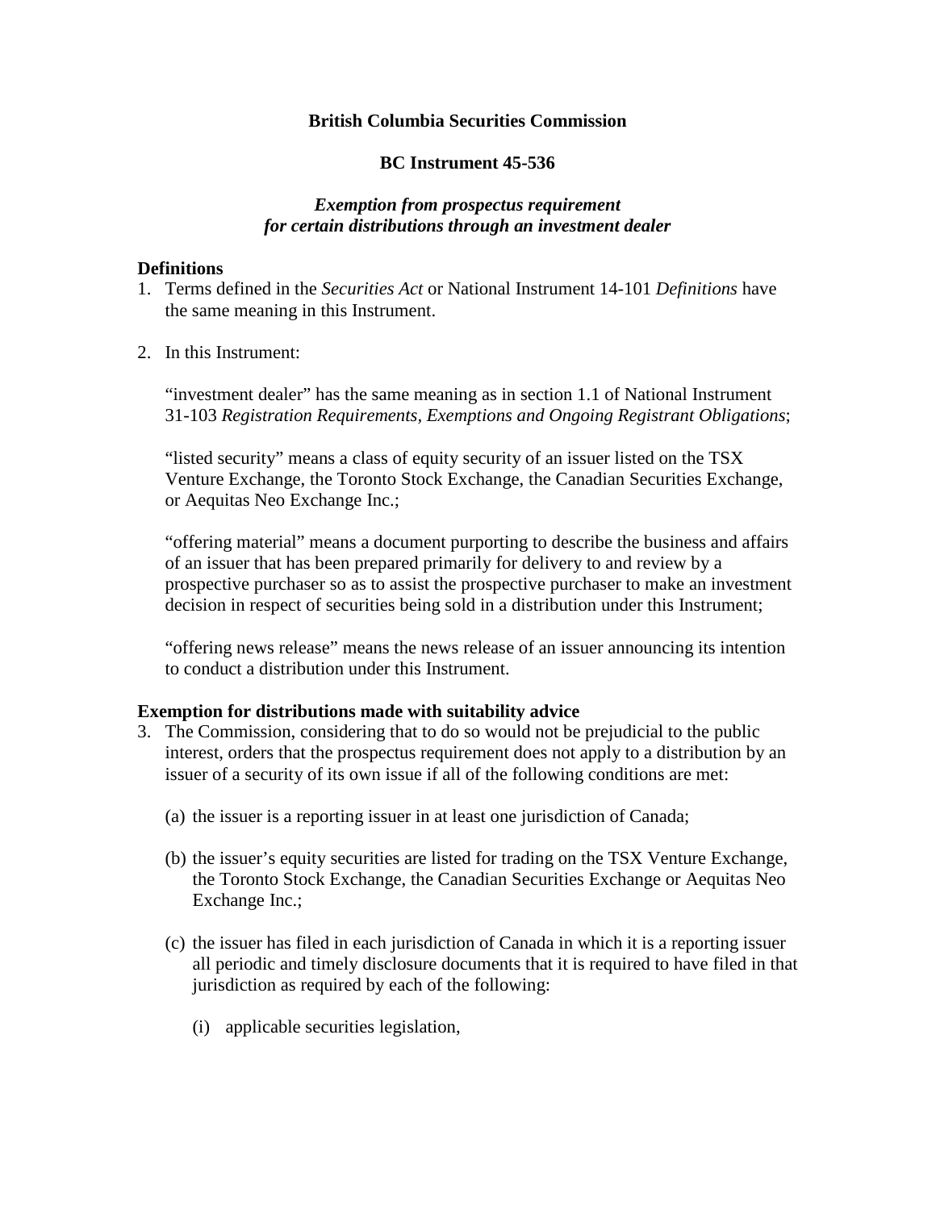**British Columbia Securities Commission**

**BC Instrument 45-536**

***Exemption from prospectus requirement for certain distributions through an investment dealer***

**Definitions**

1. Terms defined in the *Securities Act* or National Instrument 14-101 *Definitions* have the same meaning in this Instrument.

2. In this Instrument:

   "investment dealer" has the same meaning as in section 1.1 of National Instrument 31-103 *Registration Requirements, Exemptions and Ongoing Registrant Obligations*;

   "listed security" means a class of equity security of an issuer listed on the TSX Venture Exchange, the Toronto Stock Exchange, the Canadian Securities Exchange, or Aequitas Neo Exchange Inc.;

   "offering material" means a document purporting to describe the business and affairs of an issuer that has been prepared primarily for delivery to and review by a prospective purchaser so as to assist the prospective purchaser to make an investment decision in respect of securities being sold in a distribution under this Instrument;

   "offering news release" means the news release of an issuer announcing its intention to conduct a distribution under this Instrument.

**Exemption for distributions made with suitability advice**

3. The Commission, considering that to do so would not be prejudicial to the public interest, orders that the prospectus requirement does not apply to a distribution by an issuer of a security of its own issue if all of the following conditions are met:

   (a) the issuer is a reporting issuer in at least one jurisdiction of Canada;

   (b) the issuer's equity securities are listed for trading on the TSX Venture Exchange, the Toronto Stock Exchange, the Canadian Securities Exchange or Aequitas Neo Exchange Inc.;

   (c) the issuer has filed in each jurisdiction of Canada in which it is a reporting issuer all periodic and timely disclosure documents that it is required to have filed in that jurisdiction as required by each of the following:

      (i) applicable securities legislation,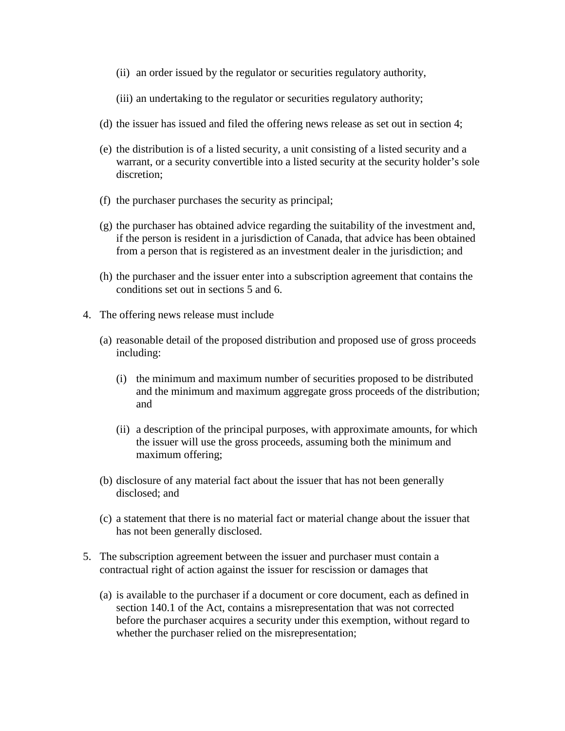(ii) an order issued by the regulator or securities regulatory authority,

(iii) an undertaking to the regulator or securities regulatory authority;

(d) the issuer has issued and filed the offering news release as set out in section 4;

(e) the distribution is of a listed security, a unit consisting of a listed security and a warrant, or a security convertible into a listed security at the security holder's sole discretion;

(f) the purchaser purchases the security as principal;

(g) the purchaser has obtained advice regarding the suitability of the investment and, if the person is resident in a jurisdiction of Canada, that advice has been obtained from a person that is registered as an investment dealer in the jurisdiction; and

(h) the purchaser and the issuer enter into a subscription agreement that contains the conditions set out in sections 5 and 6.

4. The offering news release must include

(a) reasonable detail of the proposed distribution and proposed use of gross proceeds including:

(i) the minimum and maximum number of securities proposed to be distributed and the minimum and maximum aggregate gross proceeds of the distribution; and

(ii) a description of the principal purposes, with approximate amounts, for which the issuer will use the gross proceeds, assuming both the minimum and maximum offering;

(b) disclosure of any material fact about the issuer that has not been generally disclosed; and

(c) a statement that there is no material fact or material change about the issuer that has not been generally disclosed.

5. The subscription agreement between the issuer and purchaser must contain a contractual right of action against the issuer for rescission or damages that

(a) is available to the purchaser if a document or core document, each as defined in section 140.1 of the Act, contains a misrepresentation that was not corrected before the purchaser acquires a security under this exemption, without regard to whether the purchaser relied on the misrepresentation;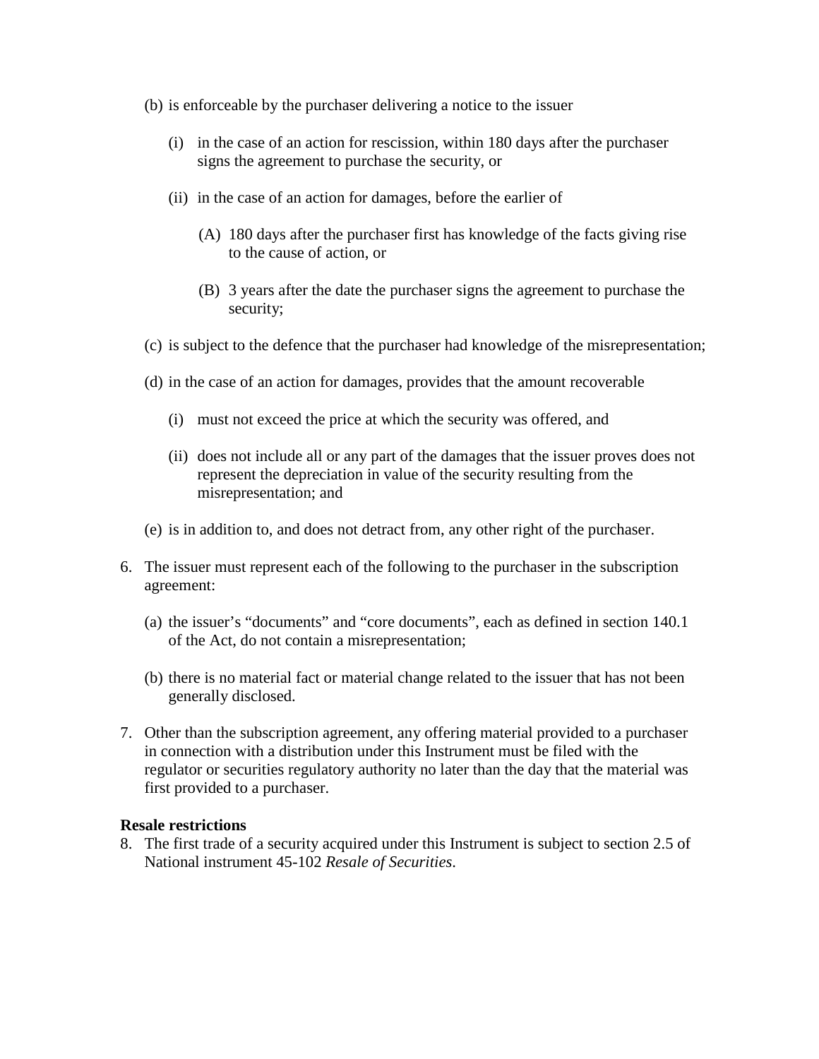(b) is enforceable by the purchaser delivering a notice to the issuer

   (i) in the case of an action for rescission, within 180 days after the purchaser signs the agreement to purchase the security, or

   (ii) in the case of an action for damages, before the earlier of

      (A) 180 days after the purchaser first has knowledge of the facts giving rise to the cause of action, or

      (B) 3 years after the date the purchaser signs the agreement to purchase the security;

(c) is subject to the defence that the purchaser had knowledge of the misrepresentation;

(d) in the case of an action for damages, provides that the amount recoverable

   (i) must not exceed the price at which the security was offered, and

   (ii) does not include all or any part of the damages that the issuer proves does not represent the depreciation in value of the security resulting from the misrepresentation; and

(e) is in addition to, and does not detract from, any other right of the purchaser.

6. The issuer must represent each of the following to the purchaser in the subscription agreement:

   (a) the issuer's "documents" and "core documents", each as defined in section 140.1 of the Act, do not contain a misrepresentation;

   (b) there is no material fact or material change related to the issuer that has not been generally disclosed.

7. Other than the subscription agreement, any offering material provided to a purchaser in connection with a distribution under this Instrument must be filed with the regulator or securities regulatory authority no later than the day that the material was first provided to a purchaser.

**Resale restrictions**

8. The first trade of a security acquired under this Instrument is subject to section 2.5 of National instrument 45-102 *Resale of Securities*.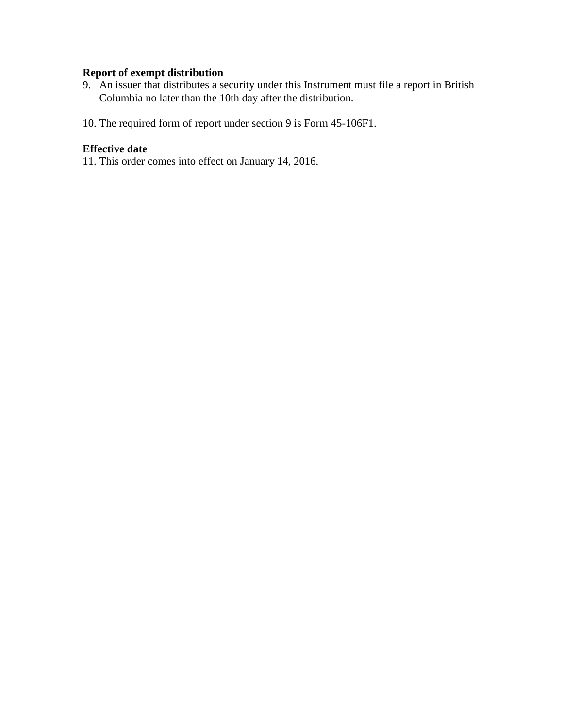**Report of exempt distribution**

9. An issuer that distributes a security under this Instrument must file a report in British Columbia no later than the 10th day after the distribution.

10. The required form of report under section 9 is Form 45-106F1.

**Effective date**

11. This order comes into effect on January 14, 2016.